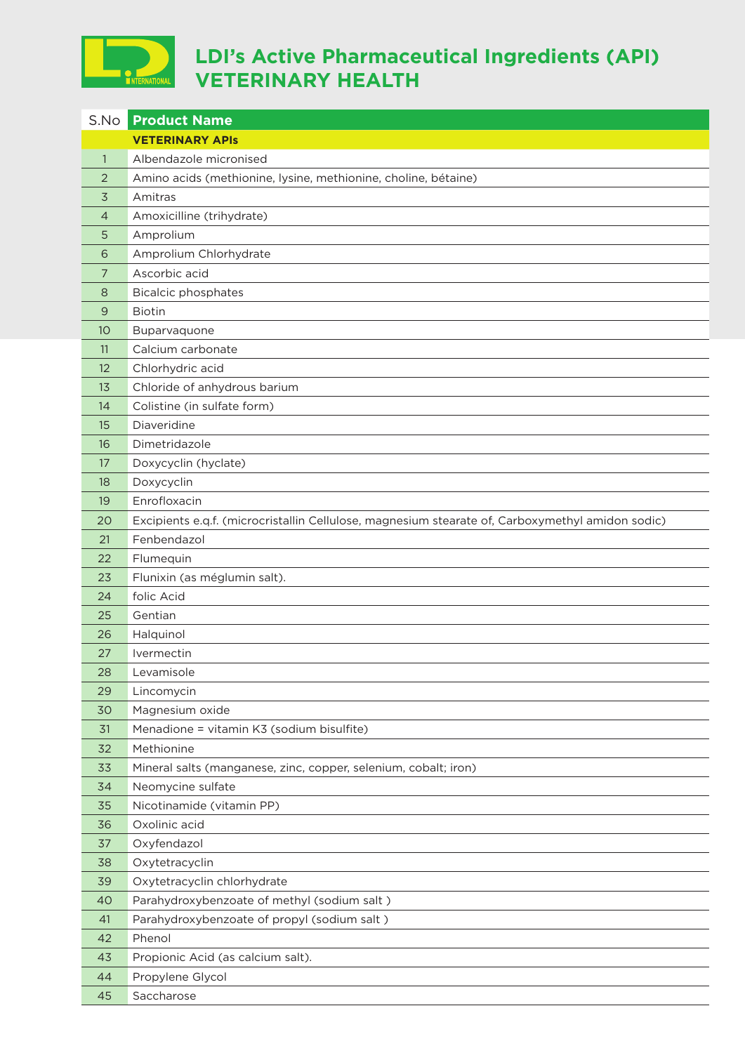# LDI's Active Pharmaceutical Ingredients (API) VETERINARY HEALTH

| S.No | Product Name |
|---|---|
| | **VETERINARY APIs** |
| 1 | Albendazole micronised |
| 2 | Amino acids (methionine, lysine, methionine, choline, bétaine) |
| 3 | Amitras |
| 4 | Amoxicilline (trihydrate) |
| 5 | Amprolium |
| 6 | Amprolium Chlorhydrate |
| 7 | Ascorbic acid |
| 8 | Bicalcic phosphates |
| 9 | Biotin |
| 10 | Buparvaquone |
| 11 | Calcium carbonate |
| 12 | Chlorhydric acid |
| 13 | Chloride of anhydrous barium |
| 14 | Colistine (in sulfate form) |
| 15 | Diaveridine |
| 16 | Dimetridazole |
| 17 | Doxycyclin (hyclate) |
| 18 | Doxycyclin |
| 19 | Enrofloxacin |
| 20 | Excipients e.q.f. (microcristallin Cellulose, magnesium stearate of, Carboxymethyl amidon sodic) |
| 21 | Fenbendazol |
| 22 | Flumequin |
| 23 | Flunixin (as méglumin salt). |
| 24 | folic Acid |
| 25 | Gentian |
| 26 | Halquinol |
| 27 | Ivermectin |
| 28 | Levamisole |
| 29 | Lincomycin |
| 30 | Magnesium oxide |
| 31 | Menadione = vitamin K3 (sodium bisulfite) |
| 32 | Methionine |
| 33 | Mineral salts (manganese, zinc, copper, selenium, cobalt; iron) |
| 34 | Neomycine sulfate |
| 35 | Nicotinamide (vitamin PP) |
| 36 | Oxolinic acid |
| 37 | Oxyfendazol |
| 38 | Oxytetracyclin |
| 39 | Oxytetracyclin chlorhydrate |
| 40 | Parahydroxybenzoate of methyl (sodium salt ) |
| 41 | Parahydroxybenzoate of propyl (sodium salt ) |
| 42 | Phenol |
| 43 | Propionic Acid (as calcium salt). |
| 44 | Propylene Glycol |
| 45 | Saccharose |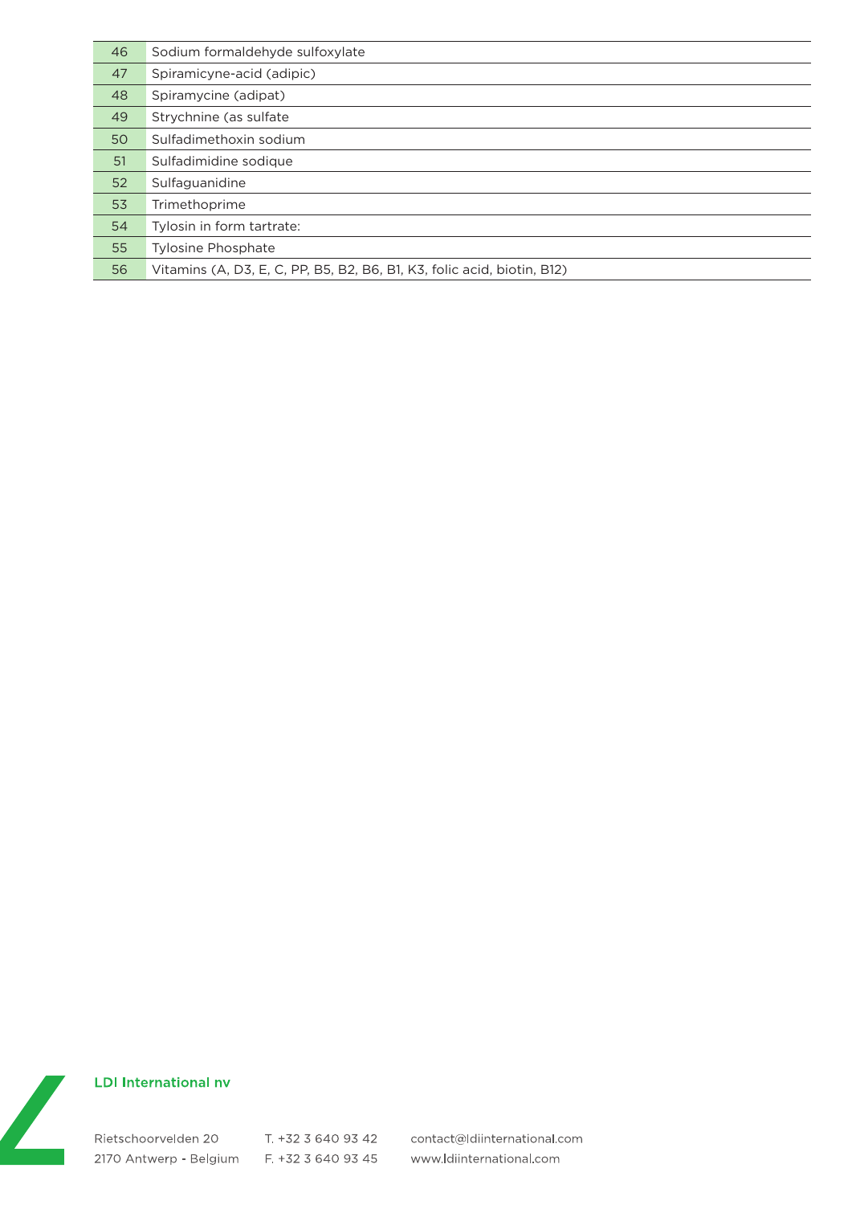| | |
|---|---|
| 46 | Sodium formaldehyde sulfoxylate |
| 47 | Spiramicyne-acid (adipic) |
| 48 | Spiramycine (adipat) |
| 49 | Strychnine (as sulfate |
| 50 | Sulfadimethoxin sodium |
| 51 | Sulfadimidine sodique |
| 52 | Sulfaguanidine |
| 53 | Trimethoprime |
| 54 | Tylosin in form tartrate: |
| 55 | Tylosine Phosphate |
| 56 | Vitamins (A, D3, E, C, PP, B5, B2, B6, B1, K3, folic acid, biotin, B12) |

**LDI International nv**

Rietschoorvelden 20
2170 Antwerp - Belgium

T. +32 3 640 93 42
F. +32 3 640 93 45

contact@ldiinternational.com
www.ldiinternational.com